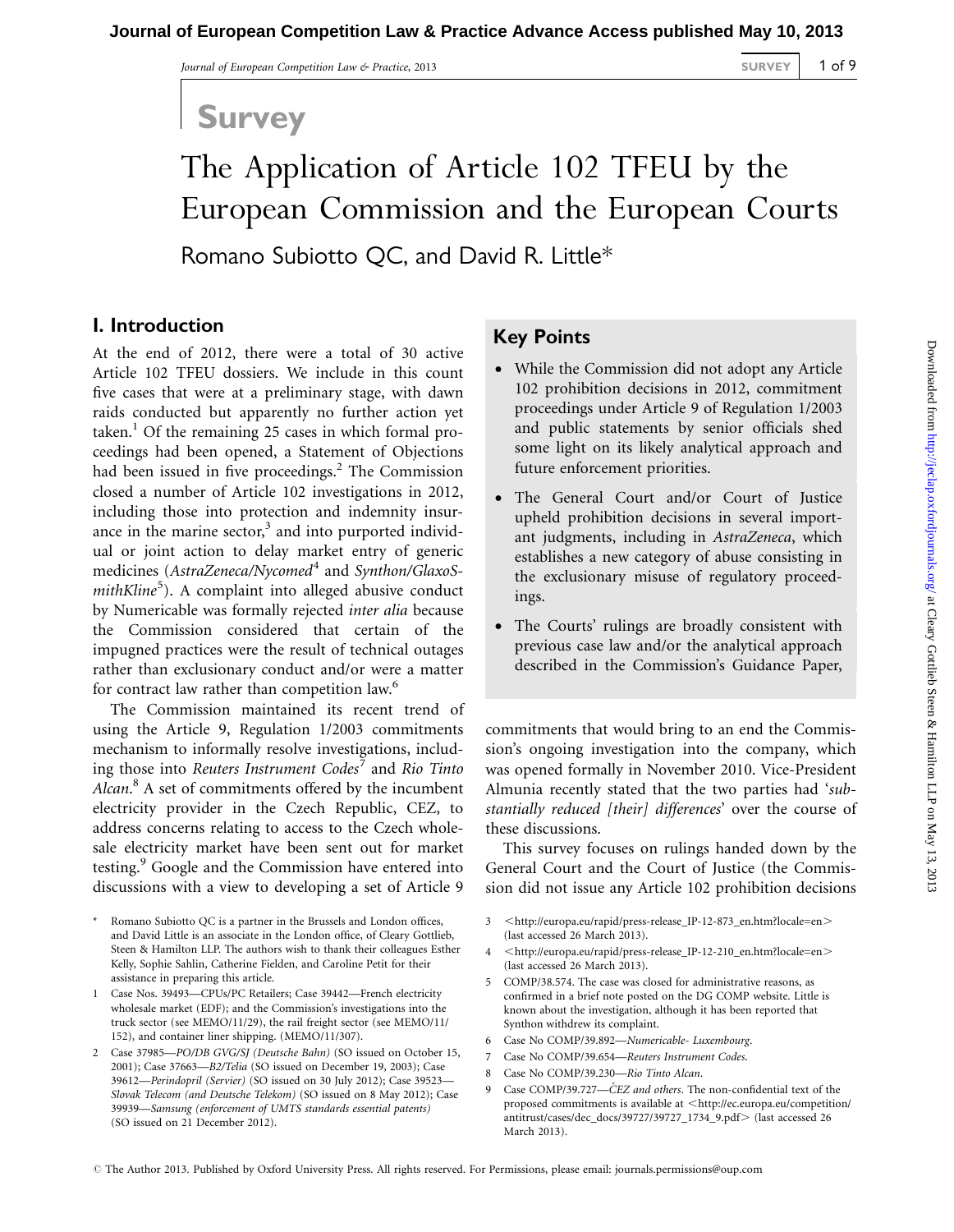# Survey

# The Application of Article 102 TFEU by the European Commission and the European Courts

Romano Subiotto QC, and David R. Little*

## Key Points

- While the Commission did not adopt any Article 102 prohibition decisions in 2012, commitment proceedings under Article 9 of Regulation 1/2003 and public statements by senior officials shed some light on its likely analytical approach and future enforcement priorities.
- The General Court and/or Court of Justice upheld prohibition decisions in several important judgments, including in *AstraZeneca*, which establishes a new category of abuse consisting in the exclusionary misuse of regulatory proceedings.
- The Courts' rulings are broadly consistent with previous case law and/or the analytical approach described in the Commission's Guidance Paper,

## I. Introduction

At the end of 2012, there were a total of 30 active Article 102 TFEU dossiers. We include in this count five cases that were at a preliminary stage, with dawn raids conducted but apparently no further action yet taken.[1] Of the remaining 25 cases in which formal proceedings had been opened, a Statement of Objections had been issued in five proceedings.[2] The Commission closed a number of Article 102 investigations in 2012, including those into protection and indemnity insurance in the marine sector,[3] and into purported individual or joint action to delay market entry of generic medicines (*AstraZeneca/Nycomed*[4] and *Synthon/GlaxoSmithKline*[5]). A complaint into alleged abusive conduct by Numericable was formally rejected *inter alia* because the Commission considered that certain of the impugned practices were the result of technical outages rather than exclusionary conduct and/or were a matter for contract law rather than competition law.[6]

The Commission maintained its recent trend of using the Article 9, Regulation 1/2003 commitments mechanism to informally resolve investigations, including those into *Reuters Instrument Codes*[7] and *Rio Tinto Alcan*.[8] A set of commitments offered by the incumbent electricity provider in the Czech Republic, CEZ, to address concerns relating to access to the Czech wholesale electricity market have been sent out for market testing.[9] Google and the Commission have entered into discussions with a view to developing a set of Article 9 commitments that would bring to an end the Commission's ongoing investigation into the company, which was opened formally in November 2010. Vice-President Almunia recently stated that the two parties had '*substantially reduced [their] differences*' over the course of these discussions.

This survey focuses on rulings handed down by the General Court and the Court of Justice (the Commission did not issue any Article 102 prohibition decisions

---

\* Romano Subiotto QC is a partner in the Brussels and London offices, and David Little is an associate in the London office, of Cleary Gottlieb, Steen & Hamilton LLP. The authors wish to thank their colleagues Esther Kelly, Sophie Sahlin, Catherine Fielden, and Caroline Petit for their assistance in preparing this article.

1 Case Nos. 39493—CPUs/PC Retailers; Case 39442—French electricity wholesale market (EDF); and the Commission's investigations into the truck sector (see MEMO/11/29), the rail freight sector (see MEMO/11/152), and container liner shipping. (MEMO/11/307).

2 Case 37985—*PO/DB GVG/SJ (Deutsche Bahn)* (SO issued on October 15, 2001); Case 37663—*B2/Telia* (SO issued on December 19, 2003); Case 39612—*Perindopril (Servier)* (SO issued on 30 July 2012); Case 39523—*Slovak Telecom (and Deutsche Telekom)* (SO issued on 8 May 2012); Case 39939—*Samsung (enforcement of UMTS standards essential patents)* (SO issued on 21 December 2012).

3 <http://europa.eu/rapid/press-release_IP-12-873_en.htm?locale=en> (last accessed 26 March 2013).

4 <http://europa.eu/rapid/press-release_IP-12-210_en.htm?locale=en> (last accessed 26 March 2013).

5 COMP/38.574. The case was closed for administrative reasons, as confirmed in a brief note posted on the DG COMP website. Little is known about the investigation, although it has been reported that Synthon withdrew its complaint.

6 Case No COMP/39.892—*Numericable- Luxembourg*.

7 Case No COMP/39.654—*Reuters Instrument Codes*.

8 Case No COMP/39.230—*Rio Tinto Alcan*.

9 Case COMP/39.727—*ČEZ and others*. The non-confidential text of the proposed commitments is available at <http://ec.europa.eu/competition/antitrust/cases/dec_docs/39727/39727_1734_9.pdf> (last accessed 26 March 2013).

© The Author 2013. Published by Oxford University Press. All rights reserved. For Permissions, please email: journals.permissions@oup.com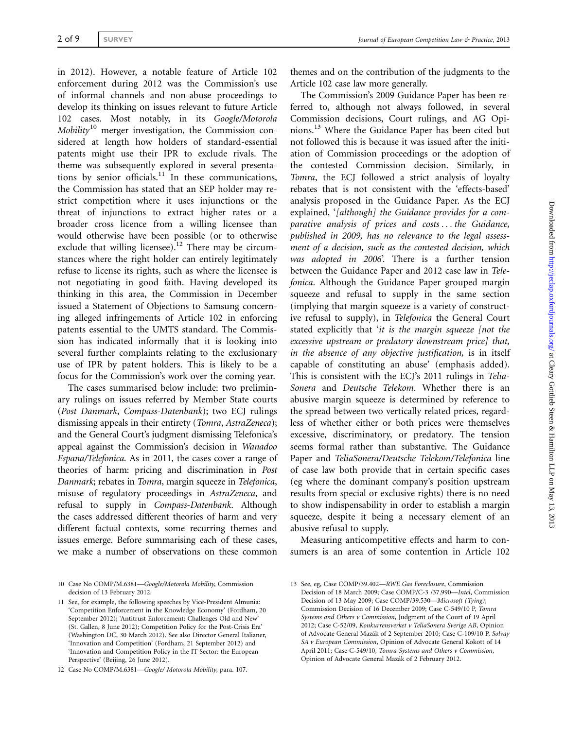in 2012). However, a notable feature of Article 102 enforcement during 2012 was the Commission's use of informal channels and non-abuse proceedings to develop its thinking on issues relevant to future Article 102 cases. Most notably, in its *Google/Motorola Mobility*[10] merger investigation, the Commission considered at length how holders of standard-essential patents might use their IPR to exclude rivals. The theme was subsequently explored in several presentations by senior officials.[11] In these communications, the Commission has stated that an SEP holder may restrict competition where it uses injunctions or the threat of injunctions to extract higher rates or a broader cross licence from a willing licensee than would otherwise have been possible (or to otherwise exclude that willing licensee).[12] There may be circumstances where the right holder can entirely legitimately refuse to license its rights, such as where the licensee is not negotiating in good faith. Having developed its thinking in this area, the Commission in December issued a Statement of Objections to Samsung concerning alleged infringements of Article 102 in enforcing patents essential to the UMTS standard. The Commission has indicated informally that it is looking into several further complaints relating to the exclusionary use of IPR by patent holders. This is likely to be a focus for the Commission's work over the coming year.

The cases summarised below include: two preliminary rulings on issues referred by Member State courts (*Post Danmark*, *Compass-Datenbank*); two ECJ rulings dismissing appeals in their entirety (*Tomra*, *AstraZeneca*); and the General Court's judgment dismissing Telefonica's appeal against the Commission's decision in *Wanadoo Espana/Telefonica*. As in 2011, the cases cover a range of theories of harm: pricing and discrimination in *Post Danmark*; rebates in *Tomra*, margin squeeze in *Telefonica*, misuse of regulatory proceedings in *AstraZeneca*, and refusal to supply in *Compass-Datenbank*. Although the cases addressed different theories of harm and very different factual contexts, some recurring themes and issues emerge. Before summarising each of these cases, we make a number of observations on these common themes and on the contribution of the judgments to the Article 102 case law more generally.

The Commission's 2009 Guidance Paper has been referred to, although not always followed, in several Commission decisions, Court rulings, and AG Opinions.[13] Where the Guidance Paper has been cited but not followed this is because it was issued after the initiation of Commission proceedings or the adoption of the contested Commission decision. Similarly, in *Tomra*, the ECJ followed a strict analysis of loyalty rebates that is not consistent with the 'effects-based' analysis proposed in the Guidance Paper. As the ECJ explained, '*[although] the Guidance provides for a comparative analysis of prices and costs . . . the Guidance, published in 2009, has no relevance to the legal assessment of a decision, such as the contested decision, which was adopted in 2006*'. There is a further tension between the Guidance Paper and 2012 case law in *Telefonica*. Although the Guidance Paper grouped margin squeeze and refusal to supply in the same section (implying that margin squeeze is a variety of constructive refusal to supply), in *Telefonica* the General Court stated explicitly that '*it is the margin squeeze [not the excessive upstream or predatory downstream price] that, in the absence of any objective justification,* is in itself capable of constituting an abuse' (emphasis added). This is consistent with the ECJ's 2011 rulings in *TeliaSonera* and *Deutsche Telekom*. Whether there is an abusive margin squeeze is determined by reference to the spread between two vertically related prices, regardless of whether either or both prices were themselves excessive, discriminatory, or predatory. The tension seems formal rather than substantive. The Guidance Paper and *TeliaSonera/Deutsche Telekom/Telefonica* line of case law both provide that in certain specific cases (eg where the dominant company's position upstream results from special or exclusive rights) there is no need to show indispensability in order to establish a margin squeeze, despite it being a necessary element of an abusive refusal to supply.

Measuring anticompetitive effects and harm to consumers is an area of some contention in Article 102

10 Case No COMP/M.6381—*Google/Motorola Mobility*, Commission decision of 13 February 2012.

11 See, for example, the following speeches by Vice-President Almunia: 'Competition Enforcement in the Knowledge Economy' (Fordham, 20 September 2012); 'Antitrust Enforcement: Challenges Old and New' (St. Gallen, 8 June 2012); Competition Policy for the Post-Crisis Era' (Washington DC, 30 March 2012). See also Director General Italianer, 'Innovation and Competition' (Fordham, 21 September 2012) and 'Innovation and Competition Policy in the IT Sector: the European Perspective' (Beijing, 26 June 2012).

12 Case No COMP/M.6381—*Google/ Motorola Mobility*, para. 107.

13 See, eg, Case COMP/39.402—*RWE Gas Foreclosure*, Commission Decision of 18 March 2009; Case COMP/C-3 /37.990—*Intel*, Commission Decision of 13 May 2009; Case COMP/39.530—*Microsoft (Tying)*, Commission Decision of 16 December 2009; Case C-549/10 P, *Tomra Systems and Others v Commission*, Judgment of the Court of 19 April 2012; Case C-52/09, *Konkurrensverket v TeliaSonera Sverige AB*, Opinion of Advocate General Mazák of 2 September 2010; Case C-109/10 P, *Solvay SA v European Commission*, Opinion of Advocate General Kokott of 14 April 2011; Case C-549/10, *Tomra Systems and Others v Commission*, Opinion of Advocate General Mazák of 2 February 2012.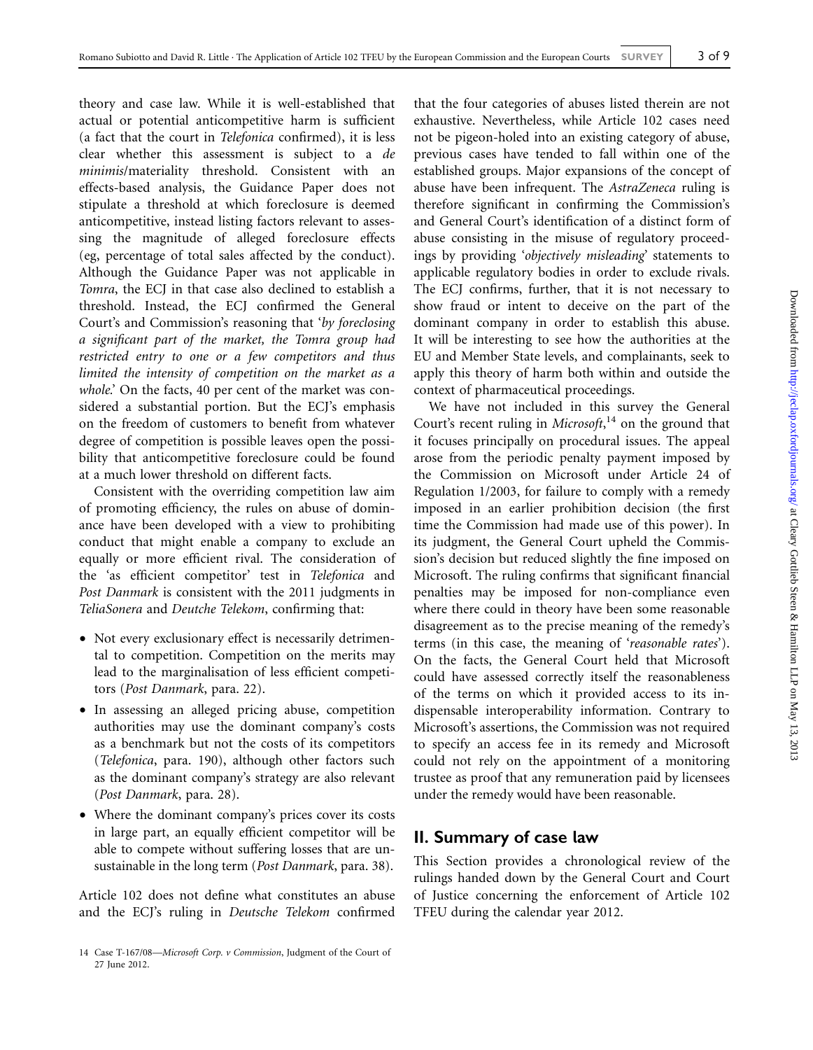theory and case law. While it is well-established that actual or potential anticompetitive harm is sufficient (a fact that the court in *Telefonica* confirmed), it is less clear whether this assessment is subject to a *de minimis*/materiality threshold. Consistent with an effects-based analysis, the Guidance Paper does not stipulate a threshold at which foreclosure is deemed anticompetitive, instead listing factors relevant to assessing the magnitude of alleged foreclosure effects (eg, percentage of total sales affected by the conduct). Although the Guidance Paper was not applicable in *Tomra*, the ECJ in that case also declined to establish a threshold. Instead, the ECJ confirmed the General Court's and Commission's reasoning that '*by foreclosing a significant part of the market, the Tomra group had restricted entry to one or a few competitors and thus limited the intensity of competition on the market as a whole.*' On the facts, 40 per cent of the market was considered a substantial portion. But the ECJ's emphasis on the freedom of customers to benefit from whatever degree of competition is possible leaves open the possibility that anticompetitive foreclosure could be found at a much lower threshold on different facts.

Consistent with the overriding competition law aim of promoting efficiency, the rules on abuse of dominance have been developed with a view to prohibiting conduct that might enable a company to exclude an equally or more efficient rival. The consideration of the 'as efficient competitor' test in *Telefonica* and *Post Danmark* is consistent with the 2011 judgments in *TeliaSonera* and *Deutche Telekom*, confirming that:

- Not every exclusionary effect is necessarily detrimental to competition. Competition on the merits may lead to the marginalisation of less efficient competitors (*Post Danmark*, para. 22).
- In assessing an alleged pricing abuse, competition authorities may use the dominant company's costs as a benchmark but not the costs of its competitors (*Telefonica*, para. 190), although other factors such as the dominant company's strategy are also relevant (*Post Danmark*, para. 28).
- Where the dominant company's prices cover its costs in large part, an equally efficient competitor will be able to compete without suffering losses that are unsustainable in the long term (*Post Danmark*, para. 38).

Article 102 does not define what constitutes an abuse and the ECJ's ruling in *Deutsche Telekom* confirmed that the four categories of abuses listed therein are not exhaustive. Nevertheless, while Article 102 cases need not be pigeon-holed into an existing category of abuse, previous cases have tended to fall within one of the established groups. Major expansions of the concept of abuse have been infrequent. The *AstraZeneca* ruling is therefore significant in confirming the Commission's and General Court's identification of a distinct form of abuse consisting in the misuse of regulatory proceedings by providing '*objectively misleading*' statements to applicable regulatory bodies in order to exclude rivals. The ECJ confirms, further, that it is not necessary to show fraud or intent to deceive on the part of the dominant company in order to establish this abuse. It will be interesting to see how the authorities at the EU and Member State levels, and complainants, seek to apply this theory of harm both within and outside the context of pharmaceutical proceedings.

We have not included in this survey the General Court's recent ruling in *Microsoft*,[14] on the ground that it focuses principally on procedural issues. The appeal arose from the periodic penalty payment imposed by the Commission on Microsoft under Article 24 of Regulation 1/2003, for failure to comply with a remedy imposed in an earlier prohibition decision (the first time the Commission had made use of this power). In its judgment, the General Court upheld the Commission's decision but reduced slightly the fine imposed on Microsoft. The ruling confirms that significant financial penalties may be imposed for non-compliance even where there could in theory have been some reasonable disagreement as to the precise meaning of the remedy's terms (in this case, the meaning of '*reasonable rates*'). On the facts, the General Court held that Microsoft could have assessed correctly itself the reasonableness of the terms on which it provided access to its indispensable interoperability information. Contrary to Microsoft's assertions, the Commission was not required to specify an access fee in its remedy and Microsoft could not rely on the appointment of a monitoring trustee as proof that any remuneration paid by licensees under the remedy would have been reasonable.

## II. Summary of case law

This Section provides a chronological review of the rulings handed down by the General Court and Court of Justice concerning the enforcement of Article 102 TFEU during the calendar year 2012.

---

14 Case T-167/08—*Microsoft Corp. v Commission*, Judgment of the Court of 27 June 2012.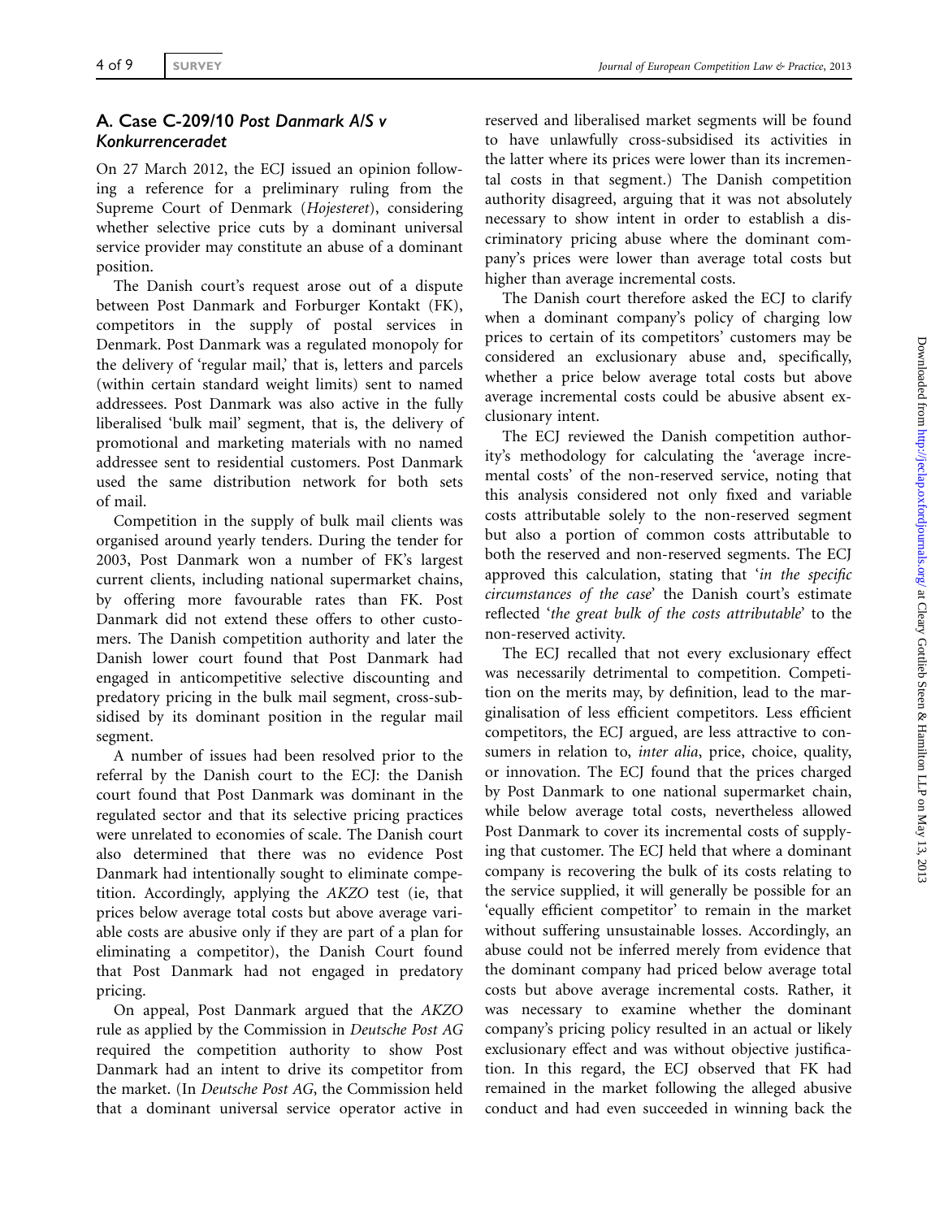## A. Case C-209/10 *Post Danmark A/S v Konkurrenceradet*

On 27 March 2012, the ECJ issued an opinion following a reference for a preliminary ruling from the Supreme Court of Denmark (*Hojesteret*), considering whether selective price cuts by a dominant universal service provider may constitute an abuse of a dominant position.

The Danish court's request arose out of a dispute between Post Danmark and Forburger Kontakt (FK), competitors in the supply of postal services in Denmark. Post Danmark was a regulated monopoly for the delivery of 'regular mail,' that is, letters and parcels (within certain standard weight limits) sent to named addressees. Post Danmark was also active in the fully liberalised 'bulk mail' segment, that is, the delivery of promotional and marketing materials with no named addressee sent to residential customers. Post Danmark used the same distribution network for both sets of mail.

Competition in the supply of bulk mail clients was organised around yearly tenders. During the tender for 2003, Post Danmark won a number of FK's largest current clients, including national supermarket chains, by offering more favourable rates than FK. Post Danmark did not extend these offers to other customers. The Danish competition authority and later the Danish lower court found that Post Danmark had engaged in anticompetitive selective discounting and predatory pricing in the bulk mail segment, cross-subsidised by its dominant position in the regular mail segment.

A number of issues had been resolved prior to the referral by the Danish court to the ECJ: the Danish court found that Post Danmark was dominant in the regulated sector and that its selective pricing practices were unrelated to economies of scale. The Danish court also determined that there was no evidence Post Danmark had intentionally sought to eliminate competition. Accordingly, applying the *AKZO* test (ie, that prices below average total costs but above average variable costs are abusive only if they are part of a plan for eliminating a competitor), the Danish Court found that Post Danmark had not engaged in predatory pricing.

On appeal, Post Danmark argued that the *AKZO* rule as applied by the Commission in *Deutsche Post AG* required the competition authority to show Post Danmark had an intent to drive its competitor from the market. (In *Deutsche Post AG*, the Commission held that a dominant universal service operator active in reserved and liberalised market segments will be found to have unlawfully cross-subsidised its activities in the latter where its prices were lower than its incremental costs in that segment.) The Danish competition authority disagreed, arguing that it was not absolutely necessary to show intent in order to establish a discriminatory pricing abuse where the dominant company's prices were lower than average total costs but higher than average incremental costs.

The Danish court therefore asked the ECJ to clarify when a dominant company's policy of charging low prices to certain of its competitors' customers may be considered an exclusionary abuse and, specifically, whether a price below average total costs but above average incremental costs could be abusive absent exclusionary intent.

The ECJ reviewed the Danish competition authority's methodology for calculating the 'average incremental costs' of the non-reserved service, noting that this analysis considered not only fixed and variable costs attributable solely to the non-reserved segment but also a portion of common costs attributable to both the reserved and non-reserved segments. The ECJ approved this calculation, stating that '*in the specific circumstances of the case*' the Danish court's estimate reflected '*the great bulk of the costs attributable*' to the non-reserved activity.

The ECJ recalled that not every exclusionary effect was necessarily detrimental to competition. Competition on the merits may, by definition, lead to the marginalisation of less efficient competitors. Less efficient competitors, the ECJ argued, are less attractive to consumers in relation to, *inter alia*, price, choice, quality, or innovation. The ECJ found that the prices charged by Post Danmark to one national supermarket chain, while below average total costs, nevertheless allowed Post Danmark to cover its incremental costs of supplying that customer. The ECJ held that where a dominant company is recovering the bulk of its costs relating to the service supplied, it will generally be possible for an 'equally efficient competitor' to remain in the market without suffering unsustainable losses. Accordingly, an abuse could not be inferred merely from evidence that the dominant company had priced below average total costs but above average incremental costs. Rather, it was necessary to examine whether the dominant company's pricing policy resulted in an actual or likely exclusionary effect and was without objective justification. In this regard, the ECJ observed that FK had remained in the market following the alleged abusive conduct and had even succeeded in winning back the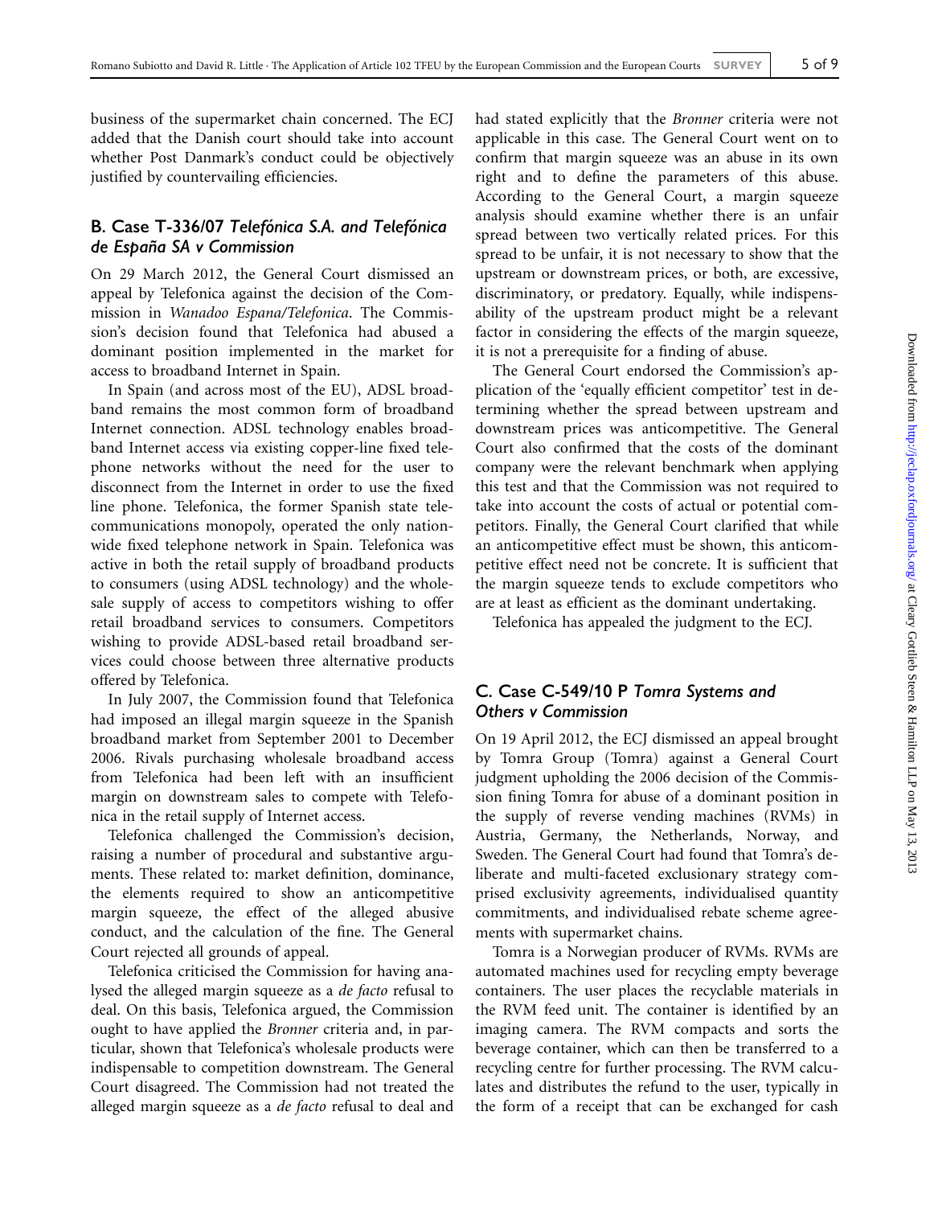business of the supermarket chain concerned. The ECJ added that the Danish court should take into account whether Post Danmark's conduct could be objectively justified by countervailing efficiencies.

## B. Case T-336/07 *Telefónica S.A. and Telefónica de España SA v Commission*

On 29 March 2012, the General Court dismissed an appeal by Telefonica against the decision of the Commission in *Wanadoo Espana/Telefonica*. The Commission's decision found that Telefonica had abused a dominant position implemented in the market for access to broadband Internet in Spain.

In Spain (and across most of the EU), ADSL broadband remains the most common form of broadband Internet connection. ADSL technology enables broadband Internet access via existing copper-line fixed telephone networks without the need for the user to disconnect from the Internet in order to use the fixed line phone. Telefonica, the former Spanish state telecommunications monopoly, operated the only nationwide fixed telephone network in Spain. Telefonica was active in both the retail supply of broadband products to consumers (using ADSL technology) and the wholesale supply of access to competitors wishing to offer retail broadband services to consumers. Competitors wishing to provide ADSL-based retail broadband services could choose between three alternative products offered by Telefonica.

In July 2007, the Commission found that Telefonica had imposed an illegal margin squeeze in the Spanish broadband market from September 2001 to December 2006. Rivals purchasing wholesale broadband access from Telefonica had been left with an insufficient margin on downstream sales to compete with Telefonica in the retail supply of Internet access.

Telefonica challenged the Commission's decision, raising a number of procedural and substantive arguments. These related to: market definition, dominance, the elements required to show an anticompetitive margin squeeze, the effect of the alleged abusive conduct, and the calculation of the fine. The General Court rejected all grounds of appeal.

Telefonica criticised the Commission for having analysed the alleged margin squeeze as a *de facto* refusal to deal. On this basis, Telefonica argued, the Commission ought to have applied the *Bronner* criteria and, in particular, shown that Telefonica's wholesale products were indispensable to competition downstream. The General Court disagreed. The Commission had not treated the alleged margin squeeze as a *de facto* refusal to deal and had stated explicitly that the *Bronner* criteria were not applicable in this case. The General Court went on to confirm that margin squeeze was an abuse in its own right and to define the parameters of this abuse. According to the General Court, a margin squeeze analysis should examine whether there is an unfair spread between two vertically related prices. For this spread to be unfair, it is not necessary to show that the upstream or downstream prices, or both, are excessive, discriminatory, or predatory. Equally, while indispensability of the upstream product might be a relevant factor in considering the effects of the margin squeeze, it is not a prerequisite for a finding of abuse.

The General Court endorsed the Commission's application of the 'equally efficient competitor' test in determining whether the spread between upstream and downstream prices was anticompetitive. The General Court also confirmed that the costs of the dominant company were the relevant benchmark when applying this test and that the Commission was not required to take into account the costs of actual or potential competitors. Finally, the General Court clarified that while an anticompetitive effect must be shown, this anticompetitive effect need not be concrete. It is sufficient that the margin squeeze tends to exclude competitors who are at least as efficient as the dominant undertaking.

Telefonica has appealed the judgment to the ECJ.

## C. Case C-549/10 P *Tomra Systems and Others v Commission*

On 19 April 2012, the ECJ dismissed an appeal brought by Tomra Group (Tomra) against a General Court judgment upholding the 2006 decision of the Commission fining Tomra for abuse of a dominant position in the supply of reverse vending machines (RVMs) in Austria, Germany, the Netherlands, Norway, and Sweden. The General Court had found that Tomra's deliberate and multi-faceted exclusionary strategy comprised exclusivity agreements, individualised quantity commitments, and individualised rebate scheme agreements with supermarket chains.

Tomra is a Norwegian producer of RVMs. RVMs are automated machines used for recycling empty beverage containers. The user places the recyclable materials in the RVM feed unit. The container is identified by an imaging camera. The RVM compacts and sorts the beverage container, which can then be transferred to a recycling centre for further processing. The RVM calculates and distributes the refund to the user, typically in the form of a receipt that can be exchanged for cash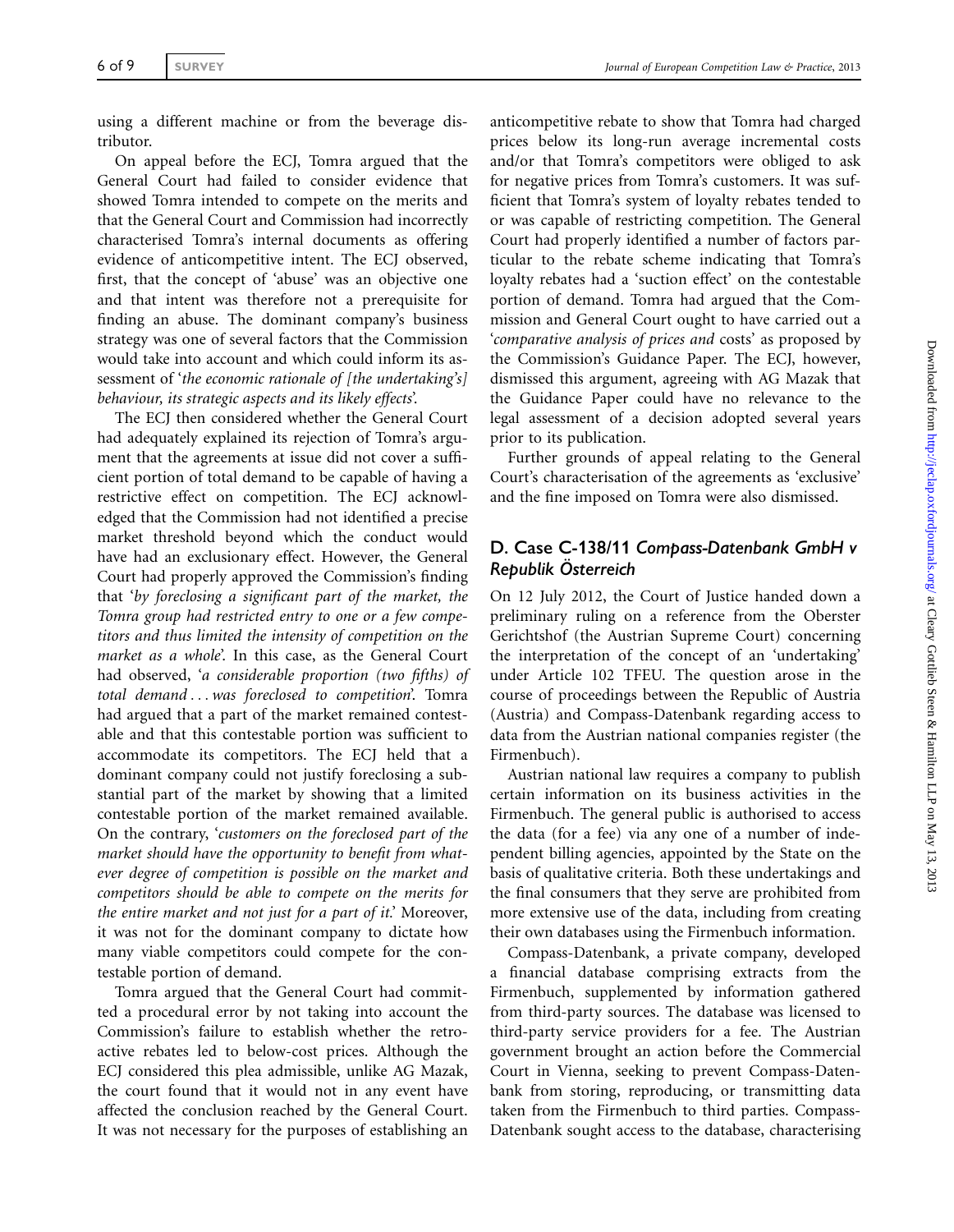using a different machine or from the beverage distributor.

On appeal before the ECJ, Tomra argued that the General Court had failed to consider evidence that showed Tomra intended to compete on the merits and that the General Court and Commission had incorrectly characterised Tomra's internal documents as offering evidence of anticompetitive intent. The ECJ observed, first, that the concept of 'abuse' was an objective one and that intent was therefore not a prerequisite for finding an abuse. The dominant company's business strategy was one of several factors that the Commission would take into account and which could inform its assessment of '*the economic rationale of [the undertaking's] behaviour, its strategic aspects and its likely effects*'.

The ECJ then considered whether the General Court had adequately explained its rejection of Tomra's argument that the agreements at issue did not cover a sufficient portion of total demand to be capable of having a restrictive effect on competition. The ECJ acknowledged that the Commission had not identified a precise market threshold beyond which the conduct would have had an exclusionary effect. However, the General Court had properly approved the Commission's finding that '*by foreclosing a significant part of the market, the Tomra group had restricted entry to one or a few competitors and thus limited the intensity of competition on the market as a whole*'. In this case, as the General Court had observed, '*a considerable proportion (two fifths) of total demand . . . was foreclosed to competition*'. Tomra had argued that a part of the market remained contestable and that this contestable portion was sufficient to accommodate its competitors. The ECJ held that a dominant company could not justify foreclosing a substantial part of the market by showing that a limited contestable portion of the market remained available. On the contrary, '*customers on the foreclosed part of the market should have the opportunity to benefit from whatever degree of competition is possible on the market and competitors should be able to compete on the merits for the entire market and not just for a part of it.*' Moreover, it was not for the dominant company to dictate how many viable competitors could compete for the contestable portion of demand.

Tomra argued that the General Court had committed a procedural error by not taking into account the Commission's failure to establish whether the retroactive rebates led to below-cost prices. Although the ECJ considered this plea admissible, unlike AG Mazak, the court found that it would not in any event have affected the conclusion reached by the General Court. It was not necessary for the purposes of establishing an anticompetitive rebate to show that Tomra had charged prices below its long-run average incremental costs and/or that Tomra's competitors were obliged to ask for negative prices from Tomra's customers. It was sufficient that Tomra's system of loyalty rebates tended to or was capable of restricting competition. The General Court had properly identified a number of factors particular to the rebate scheme indicating that Tomra's loyalty rebates had a 'suction effect' on the contestable portion of demand. Tomra had argued that the Commission and General Court ought to have carried out a '*comparative analysis of prices and* costs' as proposed by the Commission's Guidance Paper. The ECJ, however, dismissed this argument, agreeing with AG Mazak that the Guidance Paper could have no relevance to the legal assessment of a decision adopted several years prior to its publication.

Further grounds of appeal relating to the General Court's characterisation of the agreements as 'exclusive' and the fine imposed on Tomra were also dismissed.

## D. Case C-138/11 *Compass-Datenbank GmbH v Republik Österreich*

On 12 July 2012, the Court of Justice handed down a preliminary ruling on a reference from the Oberster Gerichtshof (the Austrian Supreme Court) concerning the interpretation of the concept of an 'undertaking' under Article 102 TFEU. The question arose in the course of proceedings between the Republic of Austria (Austria) and Compass-Datenbank regarding access to data from the Austrian national companies register (the Firmenbuch).

Austrian national law requires a company to publish certain information on its business activities in the Firmenbuch. The general public is authorised to access the data (for a fee) via any one of a number of independent billing agencies, appointed by the State on the basis of qualitative criteria. Both these undertakings and the final consumers that they serve are prohibited from more extensive use of the data, including from creating their own databases using the Firmenbuch information.

Compass-Datenbank, a private company, developed a financial database comprising extracts from the Firmenbuch, supplemented by information gathered from third-party sources. The database was licensed to third-party service providers for a fee. The Austrian government brought an action before the Commercial Court in Vienna, seeking to prevent Compass-Datenbank from storing, reproducing, or transmitting data taken from the Firmenbuch to third parties. Compass-Datenbank sought access to the database, characterising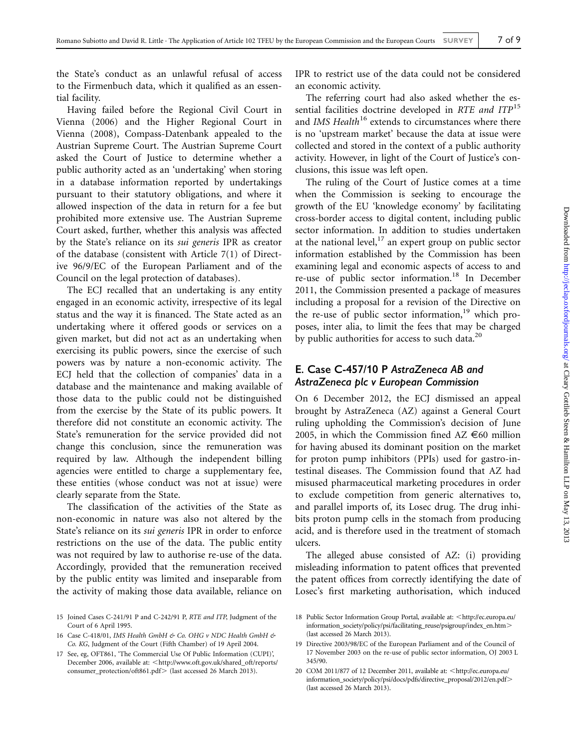the State's conduct as an unlawful refusal of access to the Firmenbuch data, which it qualified as an essential facility.

Having failed before the Regional Civil Court in Vienna (2006) and the Higher Regional Court in Vienna (2008), Compass-Datenbank appealed to the Austrian Supreme Court. The Austrian Supreme Court asked the Court of Justice to determine whether a public authority acted as an 'undertaking' when storing in a database information reported by undertakings pursuant to their statutory obligations, and where it allowed inspection of the data in return for a fee but prohibited more extensive use. The Austrian Supreme Court asked, further, whether this analysis was affected by the State's reliance on its *sui generis* IPR as creator of the database (consistent with Article 7(1) of Directive 96/9/EC of the European Parliament and of the Council on the legal protection of databases).

The ECJ recalled that an undertaking is any entity engaged in an economic activity, irrespective of its legal status and the way it is financed. The State acted as an undertaking where it offered goods or services on a given market, but did not act as an undertaking when exercising its public powers, since the exercise of such powers was by nature a non-economic activity. The ECJ held that the collection of companies' data in a database and the maintenance and making available of those data to the public could not be distinguished from the exercise by the State of its public powers. It therefore did not constitute an economic activity. The State's remuneration for the service provided did not change this conclusion, since the remuneration was required by law. Although the independent billing agencies were entitled to charge a supplementary fee, these entities (whose conduct was not at issue) were clearly separate from the State.

The classification of the activities of the State as non-economic in nature was also not altered by the State's reliance on its *sui generis* IPR in order to enforce restrictions on the use of the data. The public entity was not required by law to authorise re-use of the data. Accordingly, provided that the remuneration received by the public entity was limited and inseparable from the activity of making those data available, reliance on IPR to restrict use of the data could not be considered an economic activity.

The referring court had also asked whether the essential facilities doctrine developed in *RTE and ITP*[15] and *IMS Health*[16] extends to circumstances where there is no 'upstream market' because the data at issue were collected and stored in the context of a public authority activity. However, in light of the Court of Justice's conclusions, this issue was left open.

The ruling of the Court of Justice comes at a time when the Commission is seeking to encourage the growth of the EU 'knowledge economy' by facilitating cross-border access to digital content, including public sector information. In addition to studies undertaken at the national level,[17] an expert group on public sector information established by the Commission has been examining legal and economic aspects of access to and re-use of public sector information.[18] In December 2011, the Commission presented a package of measures including a proposal for a revision of the Directive on the re-use of public sector information,[19] which proposes, inter alia, to limit the fees that may be charged by public authorities for access to such data.[20]

## E. Case C-457/10 P *AstraZeneca AB and AstraZeneca plc v European Commission*

On 6 December 2012, the ECJ dismissed an appeal brought by AstraZeneca (AZ) against a General Court ruling upholding the Commission's decision of June 2005, in which the Commission fined AZ €60 million for having abused its dominant position on the market for proton pump inhibitors (PPIs) used for gastro-intestinal diseases. The Commission found that AZ had misused pharmaceutical marketing procedures in order to exclude competition from generic alternatives to, and parallel imports of, its Losec drug. The drug inhibits proton pump cells in the stomach from producing acid, and is therefore used in the treatment of stomach ulcers.

The alleged abuse consisted of AZ: (i) providing misleading information to patent offices that prevented the patent offices from correctly identifying the date of Losec's first marketing authorisation, which induced

15 Joined Cases C-241/91 P and C-242/91 P, *RTE and ITP*, Judgment of the Court of 6 April 1995.

16 Case C-418/01, *IMS Health GmbH & Co. OHG v NDC Health GmbH & Co. KG*, Judgment of the Court (Fifth Chamber) of 19 April 2004.

17 See, eg, OFT861, 'The Commercial Use Of Public Information (CUPI)', December 2006, available at: <http://www.oft.gov.uk/shared_oft/reports/consumer_protection/oft861.pdf> (last accessed 26 March 2013).

18 Public Sector Information Group Portal, available at: <http://ec.europa.eu/information_society/policy/psi/facilitating_reuse/psigroup/index_en.htm> (last accessed 26 March 2013).

19 Directive 2003/98/EC of the European Parliament and of the Council of 17 November 2003 on the re-use of public sector information, OJ 2003 L 345/90.

20 COM 2011/877 of 12 December 2011, available at: <http://ec.europa.eu/information_society/policy/psi/docs/pdfs/directive_proposal/2012/en.pdf> (last accessed 26 March 2013).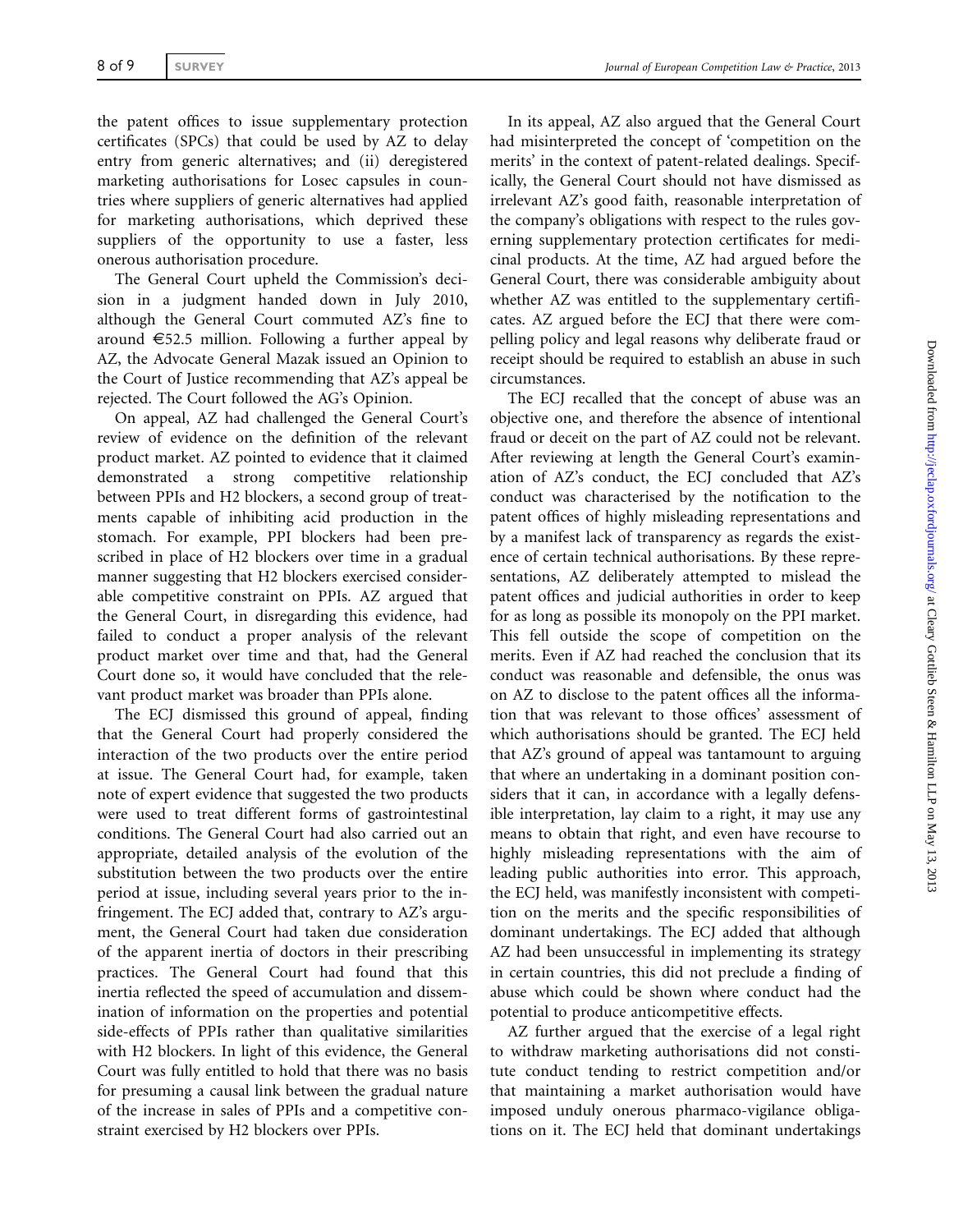the patent offices to issue supplementary protection certificates (SPCs) that could be used by AZ to delay entry from generic alternatives; and (ii) deregistered marketing authorisations for Losec capsules in countries where suppliers of generic alternatives had applied for marketing authorisations, which deprived these suppliers of the opportunity to use a faster, less onerous authorisation procedure.

The General Court upheld the Commission's decision in a judgment handed down in July 2010, although the General Court commuted AZ's fine to around €52.5 million. Following a further appeal by AZ, the Advocate General Mazak issued an Opinion to the Court of Justice recommending that AZ's appeal be rejected. The Court followed the AG's Opinion.

On appeal, AZ had challenged the General Court's review of evidence on the definition of the relevant product market. AZ pointed to evidence that it claimed demonstrated a strong competitive relationship between PPIs and H2 blockers, a second group of treatments capable of inhibiting acid production in the stomach. For example, PPI blockers had been prescribed in place of H2 blockers over time in a gradual manner suggesting that H2 blockers exercised considerable competitive constraint on PPIs. AZ argued that the General Court, in disregarding this evidence, had failed to conduct a proper analysis of the relevant product market over time and that, had the General Court done so, it would have concluded that the relevant product market was broader than PPIs alone.

The ECJ dismissed this ground of appeal, finding that the General Court had properly considered the interaction of the two products over the entire period at issue. The General Court had, for example, taken note of expert evidence that suggested the two products were used to treat different forms of gastrointestinal conditions. The General Court had also carried out an appropriate, detailed analysis of the evolution of the substitution between the two products over the entire period at issue, including several years prior to the infringement. The ECJ added that, contrary to AZ's argument, the General Court had taken due consideration of the apparent inertia of doctors in their prescribing practices. The General Court had found that this inertia reflected the speed of accumulation and dissemination of information on the properties and potential side-effects of PPIs rather than qualitative similarities with H2 blockers. In light of this evidence, the General Court was fully entitled to hold that there was no basis for presuming a causal link between the gradual nature of the increase in sales of PPIs and a competitive constraint exercised by H2 blockers over PPIs.

In its appeal, AZ also argued that the General Court had misinterpreted the concept of 'competition on the merits' in the context of patent-related dealings. Specifically, the General Court should not have dismissed as irrelevant AZ's good faith, reasonable interpretation of the company's obligations with respect to the rules governing supplementary protection certificates for medicinal products. At the time, AZ had argued before the General Court, there was considerable ambiguity about whether AZ was entitled to the supplementary certificates. AZ argued before the ECJ that there were compelling policy and legal reasons why deliberate fraud or receipt should be required to establish an abuse in such circumstances.

The ECJ recalled that the concept of abuse was an objective one, and therefore the absence of intentional fraud or deceit on the part of AZ could not be relevant. After reviewing at length the General Court's examination of AZ's conduct, the ECJ concluded that AZ's conduct was characterised by the notification to the patent offices of highly misleading representations and by a manifest lack of transparency as regards the existence of certain technical authorisations. By these representations, AZ deliberately attempted to mislead the patent offices and judicial authorities in order to keep for as long as possible its monopoly on the PPI market. This fell outside the scope of competition on the merits. Even if AZ had reached the conclusion that its conduct was reasonable and defensible, the onus was on AZ to disclose to the patent offices all the information that was relevant to those offices' assessment of which authorisations should be granted. The ECJ held that AZ's ground of appeal was tantamount to arguing that where an undertaking in a dominant position considers that it can, in accordance with a legally defensible interpretation, lay claim to a right, it may use any means to obtain that right, and even have recourse to highly misleading representations with the aim of leading public authorities into error. This approach, the ECJ held, was manifestly inconsistent with competition on the merits and the specific responsibilities of dominant undertakings. The ECJ added that although AZ had been unsuccessful in implementing its strategy in certain countries, this did not preclude a finding of abuse which could be shown where conduct had the potential to produce anticompetitive effects.

AZ further argued that the exercise of a legal right to withdraw marketing authorisations did not constitute conduct tending to restrict competition and/or that maintaining a market authorisation would have imposed unduly onerous pharmaco-vigilance obligations on it. The ECJ held that dominant undertakings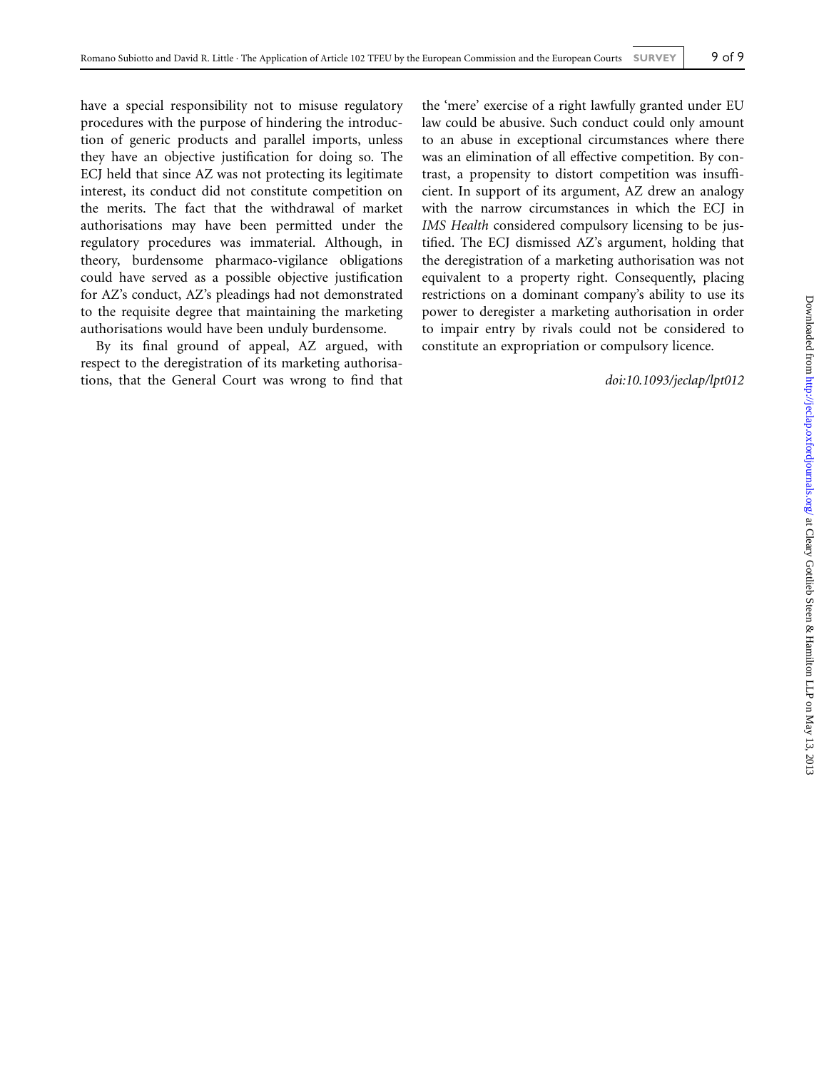have a special responsibility not to misuse regulatory procedures with the purpose of hindering the introduction of generic products and parallel imports, unless they have an objective justification for doing so. The ECJ held that since AZ was not protecting its legitimate interest, its conduct did not constitute competition on the merits. The fact that the withdrawal of market authorisations may have been permitted under the regulatory procedures was immaterial. Although, in theory, burdensome pharmaco-vigilance obligations could have served as a possible objective justification for AZ's conduct, AZ's pleadings had not demonstrated to the requisite degree that maintaining the marketing authorisations would have been unduly burdensome.

By its final ground of appeal, AZ argued, with respect to the deregistration of its marketing authorisations, that the General Court was wrong to find that the 'mere' exercise of a right lawfully granted under EU law could be abusive. Such conduct could only amount to an abuse in exceptional circumstances where there was an elimination of all effective competition. By contrast, a propensity to distort competition was insufficient. In support of its argument, AZ drew an analogy with the narrow circumstances in which the ECJ in *IMS Health* considered compulsory licensing to be justified. The ECJ dismissed AZ's argument, holding that the deregistration of a marketing authorisation was not equivalent to a property right. Consequently, placing restrictions on a dominant company's ability to use its power to deregister a marketing authorisation in order to impair entry by rivals could not be considered to constitute an expropriation or compulsory licence.

*doi:10.1093/jeclap/lpt012*